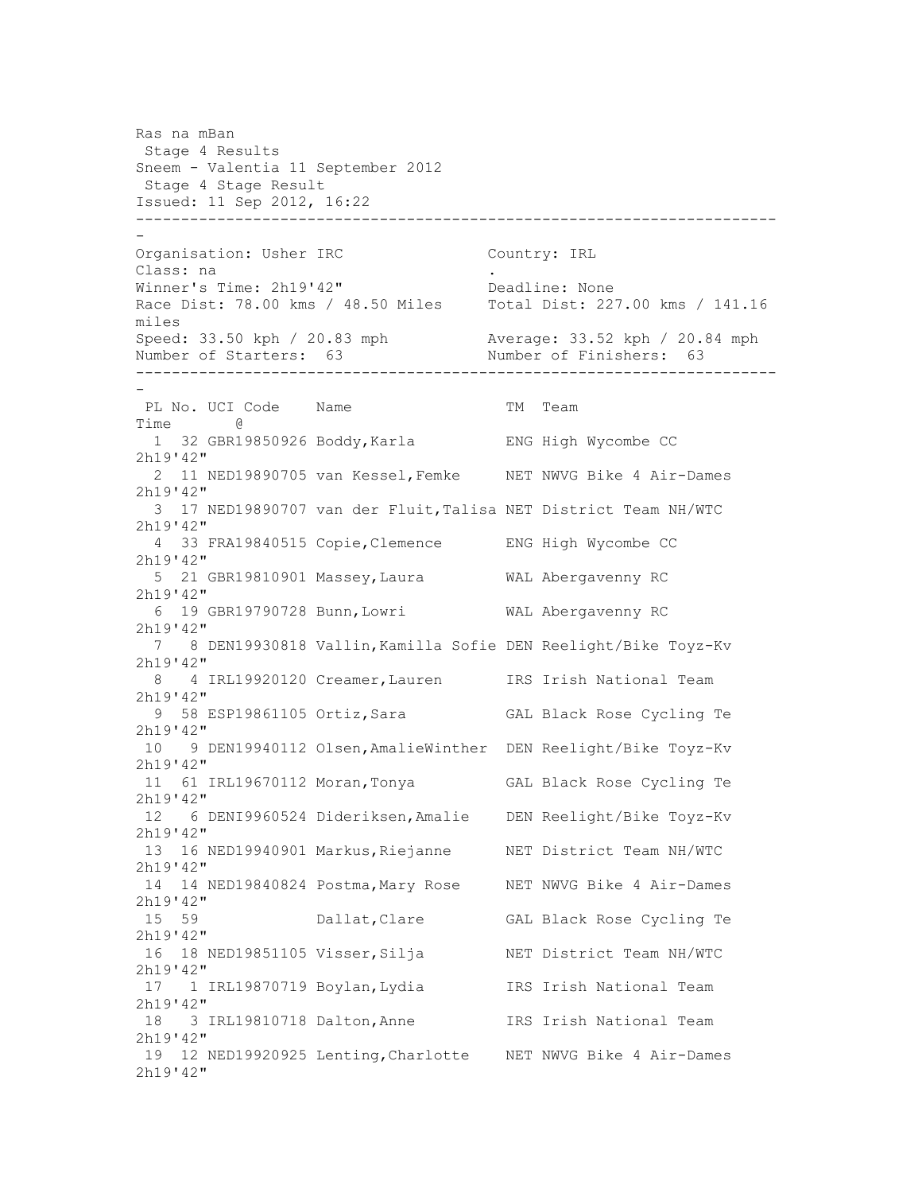Ras na mBan

Stage 4 Results

Sneem - Valentia 11 September 2012

Stage 4 Stage Result

Issued: 11 Sep 2012, 16:22

---

Organisation: Usher IRC　　Country: IRL

Class: na　　.

Winner's Time: 2h19'42"　　Deadline: None

Race Dist: 78.00 kms / 48.50 Miles　　Total Dist: 227.00 kms / 141.16 miles

Speed: 33.50 kph / 20.83 mph　　Average: 33.52 kph / 20.84 mph

Number of Starters: 63　　Number of Finishers: 63

---

| PL | No. | UCI Code | Name | TM | Team | Time | @ |
|---|---|---|---|---|---|---|---|
| 1 | 32 | GBR19850926 | Boddy,Karla | ENG | High Wycombe CC | 2h19'42" | |
| 2 | 11 | NED19890705 | van Kessel,Femke | NET | NWVG Bike 4 Air-Dames | 2h19'42" | |
| 3 | 17 | NED19890707 | van der Fluit,Talisa | NET | District Team NH/WTC | 2h19'42" | |
| 4 | 33 | FRA19840515 | Copie,Clemence | ENG | High Wycombe CC | 2h19'42" | |
| 5 | 21 | GBR19810901 | Massey,Laura | WAL | Abergavenny RC | 2h19'42" | |
| 6 | 19 | GBR19790728 | Bunn,Lowri | WAL | Abergavenny RC | 2h19'42" | |
| 7 | 8 | DEN19930818 | Vallin,Kamilla Sofie | DEN | Reelight/Bike Toyz-Kv | 2h19'42" | |
| 8 | 4 | IRL19920120 | Creamer,Lauren | IRS | Irish National Team | 2h19'42" | |
| 9 | 58 | ESP19861105 | Ortiz,Sara | GAL | Black Rose Cycling Te | 2h19'42" | |
| 10 | 9 | DEN19940112 | Olsen,AmalieWinther | DEN | Reelight/Bike Toyz-Kv | 2h19'42" | |
| 11 | 61 | IRL19670112 | Moran,Tonya | GAL | Black Rose Cycling Te | 2h19'42" | |
| 12 | 6 | DENI9960524 | Dideriksen,Amalie | DEN | Reelight/Bike Toyz-Kv | 2h19'42" | |
| 13 | 16 | NED19940901 | Markus,Riejanne | NET | District Team NH/WTC | 2h19'42" | |
| 14 | 14 | NED19840824 | Postma,Mary Rose | NET | NWVG Bike 4 Air-Dames | 2h19'42" | |
| 15 | 59 | | Dallat,Clare | GAL | Black Rose Cycling Te | 2h19'42" | |
| 16 | 18 | NED19851105 | Visser,Silja | NET | District Team NH/WTC | 2h19'42" | |
| 17 | 1 | IRL19870719 | Boylan,Lydia | IRS | Irish National Team | 2h19'42" | |
| 18 | 3 | IRL19810718 | Dalton,Anne | IRS | Irish National Team | 2h19'42" | |
| 19 | 12 | NED19920925 | Lenting,Charlotte | NET | NWVG Bike 4 Air-Dames | 2h19'42" | |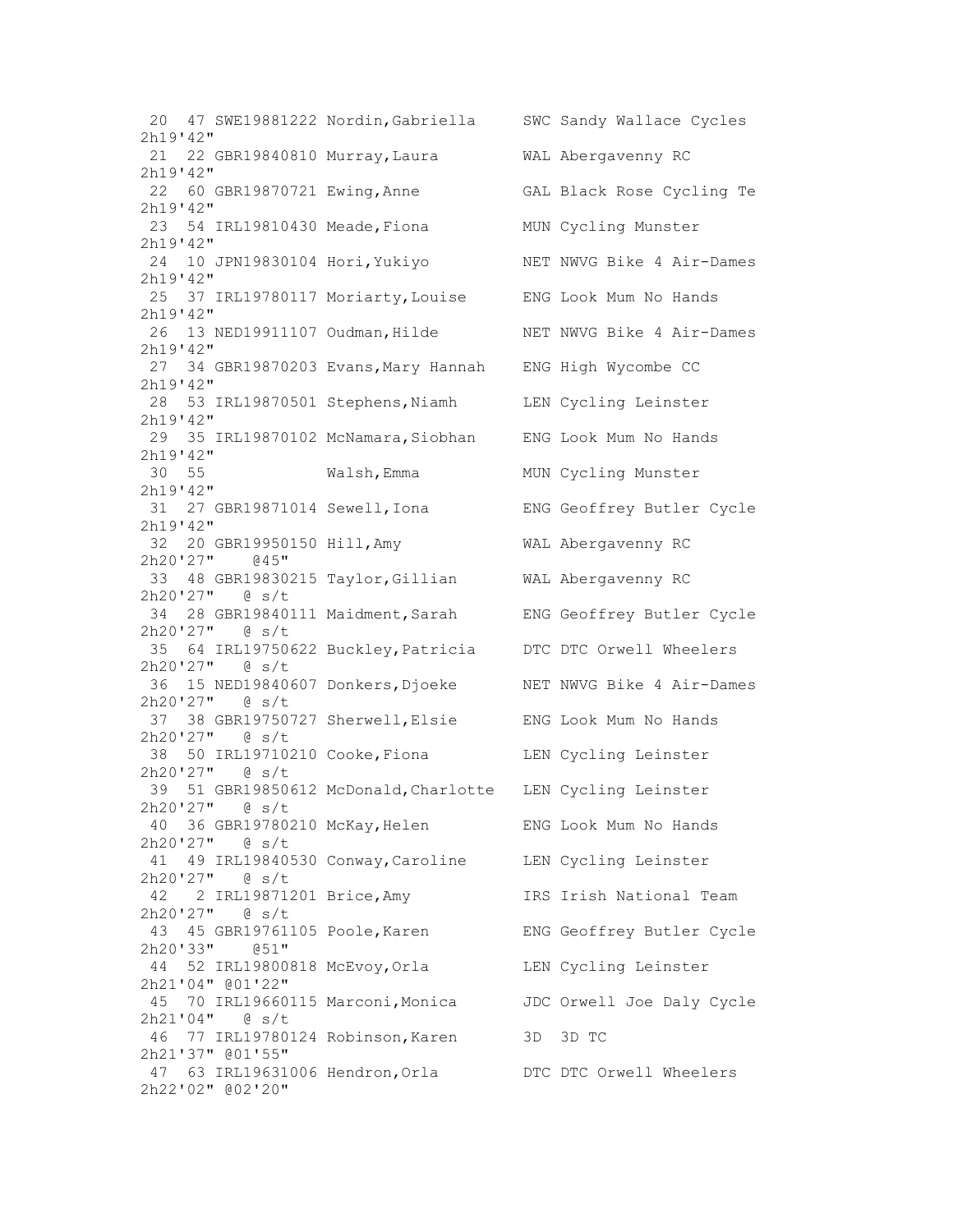```
 20  47 SWE19881222 Nordin,Gabriella     SWC Sandy Wallace Cycles
2h19'42"
 21  22 GBR19840810 Murray,Laura         WAL Abergavenny RC
2h19'42"
 22  60 GBR19870721 Ewing,Anne           GAL Black Rose Cycling Te
2h19'42"
 23  54 IRL19810430 Meade,Fiona          MUN Cycling Munster
2h19'42"
 24  10 JPN19830104 Hori,Yukiyo          NET NWVG Bike 4 Air-Dames
2h19'42"
 25  37 IRL19780117 Moriarty,Louise      ENG Look Mum No Hands
2h19'42"
 26  13 NED19911107 Oudman,Hilde         NET NWVG Bike 4 Air-Dames
2h19'42"
 27  34 GBR19870203 Evans,Mary Hannah    ENG High Wycombe CC
2h19'42"
 28  53 IRL19870501 Stephens,Niamh       LEN Cycling Leinster
2h19'42"
 29  35 IRL19870102 McNamara,Siobhan     ENG Look Mum No Hands
2h19'42"
 30  55             Walsh,Emma           MUN Cycling Munster
2h19'42"
 31  27 GBR19871014 Sewell,Iona          ENG Geoffrey Butler Cycle
2h19'42"
 32  20 GBR19950150 Hill,Amy             WAL Abergavenny RC
2h20'27"    @45"
 33  48 GBR19830215 Taylor,Gillian       WAL Abergavenny RC
2h20'27"   @ s/t
 34  28 GBR19840111 Maidment,Sarah       ENG Geoffrey Butler Cycle
2h20'27"   @ s/t
 35  64 IRL19750622 Buckley,Patricia     DTC DTC Orwell Wheelers
2h20'27"   @ s/t
 36  15 NED19840607 Donkers,Djoeke       NET NWVG Bike 4 Air-Dames
2h20'27"   @ s/t
 37  38 GBR19750727 Sherwell,Elsie       ENG Look Mum No Hands
2h20'27"   @ s/t
 38  50 IRL19710210 Cooke,Fiona          LEN Cycling Leinster
2h20'27"   @ s/t
 39  51 GBR19850612 McDonald,Charlotte   LEN Cycling Leinster
2h20'27"   @ s/t
 40  36 GBR19780210 McKay,Helen          ENG Look Mum No Hands
2h20'27"   @ s/t
 41  49 IRL19840530 Conway,Caroline      LEN Cycling Leinster
2h20'27"   @ s/t
 42   2 IRL19871201 Brice,Amy            IRS Irish National Team
2h20'27"   @ s/t
 43  45 GBR19761105 Poole,Karen          ENG Geoffrey Butler Cycle
2h20'33"    @51"
 44  52 IRL19800818 McEvoy,Orla          LEN Cycling Leinster
2h21'04" @01'22"
 45  70 IRL19660115 Marconi,Monica       JDC Orwell Joe Daly Cycle
2h21'04"   @ s/t
 46  77 IRL19780124 Robinson,Karen       3D  3D TC
2h21'37" @01'55"
 47  63 IRL19631006 Hendron,Orla         DTC DTC Orwell Wheelers
2h22'02" @02'20"
```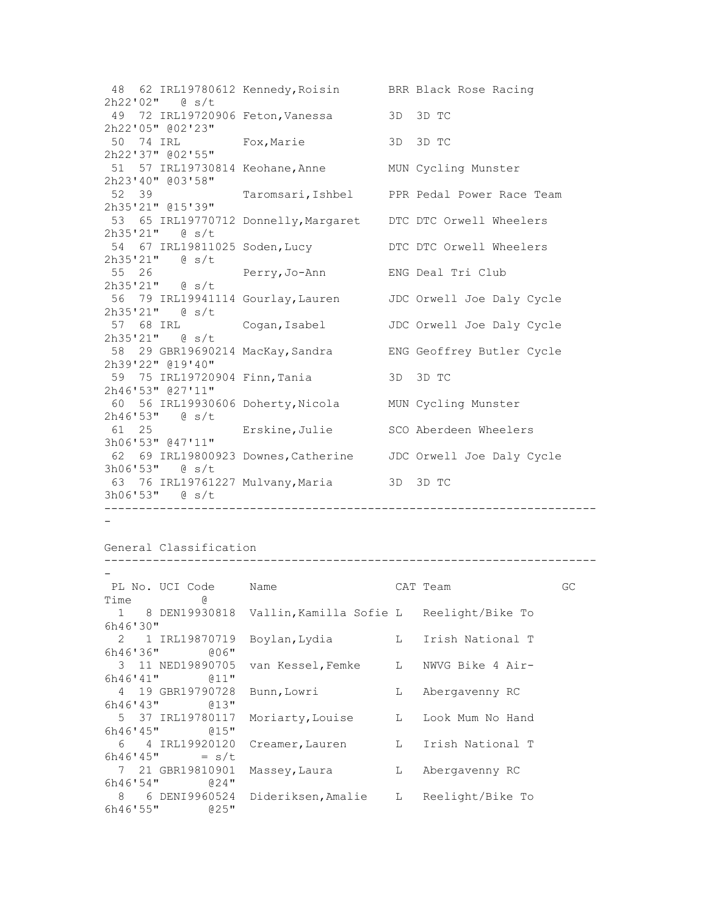| PL | No. | UCI Code | Name | CAT | Team | Time | @ |
|---|---|---|---|---|---|---|---|
| 48 | 62 | IRL19780612 | Kennedy,Roisin | BRR | Black Rose Racing | 2h22'02" | @ s/t |
| 49 | 72 | IRL19720906 | Feton,Vanessa | 3D | 3D TC | 2h22'05" | @02'23" |
| 50 | 74 | IRL | Fox,Marie | 3D | 3D TC | 2h22'37" | @02'55" |
| 51 | 57 | IRL19730814 | Keohane,Anne | MUN | Cycling Munster | 2h23'40" | @03'58" |
| 52 | 39 | | Taromsari,Ishbel | PPR | Pedal Power Race Team | 2h35'21" | @15'39" |
| 53 | 65 | IRL19770712 | Donnelly,Margaret | DTC | DTC Orwell Wheelers | 2h35'21" | @ s/t |
| 54 | 67 | IRL19811025 | Soden,Lucy | DTC | DTC Orwell Wheelers | 2h35'21" | @ s/t |
| 55 | 26 | | Perry,Jo-Ann | ENG | Deal Tri Club | 2h35'21" | @ s/t |
| 56 | 79 | IRL19941114 | Gourlay,Lauren | JDC | Orwell Joe Daly Cycle | 2h35'21" | @ s/t |
| 57 | 68 | IRL | Cogan,Isabel | JDC | Orwell Joe Daly Cycle | 2h35'21" | @ s/t |
| 58 | 29 | GBR19690214 | MacKay,Sandra | ENG | Geoffrey Butler Cycle | 2h39'22" | @19'40" |
| 59 | 75 | IRL19720904 | Finn,Tania | 3D | 3D TC | 2h46'53" | @27'11" |
| 60 | 56 | IRL19930606 | Doherty,Nicola | MUN | Cycling Munster | 2h46'53" | @ s/t |
| 61 | 25 | | Erskine,Julie | SCO | Aberdeen Wheelers | 3h06'53" | @47'11" |
| 62 | 69 | IRL19800923 | Downes,Catherine | JDC | Orwell Joe Daly Cycle | 3h06'53" | @ s/t |
| 63 | 76 | IRL19761227 | Mulvany,Maria | 3D | 3D TC | 3h06'53" | @ s/t |

## General Classification

| PL | No. | UCI Code | Name | CAT | Team | GC Time | @ |
|---|---|---|---|---|---|---|---|
| 1 | 8 | DEN19930818 | Vallin,Kamilla Sofie | L | Reelight/Bike To | 6h46'30" | |
| 2 | 1 | IRL19870719 | Boylan,Lydia | L | Irish National T | 6h46'36" | @06" |
| 3 | 11 | NED19890705 | van Kessel,Femke | L | NWVG Bike 4 Air- | 6h46'41" | @11" |
| 4 | 19 | GBR19790728 | Bunn,Lowri | L | Abergavenny RC | 6h46'43" | @13" |
| 5 | 37 | IRL19780117 | Moriarty,Louise | L | Look Mum No Hand | 6h46'45" | @15" |
| 6 | 4 | IRL19920120 | Creamer,Lauren | L | Irish National T | 6h46'45" | = s/t |
| 7 | 21 | GBR19810901 | Massey,Laura | L | Abergavenny RC | 6h46'54" | @24" |
| 8 | 6 | DENI9960524 | Dideriksen,Amalie | L | Reelight/Bike To | 6h46'55" | @25" |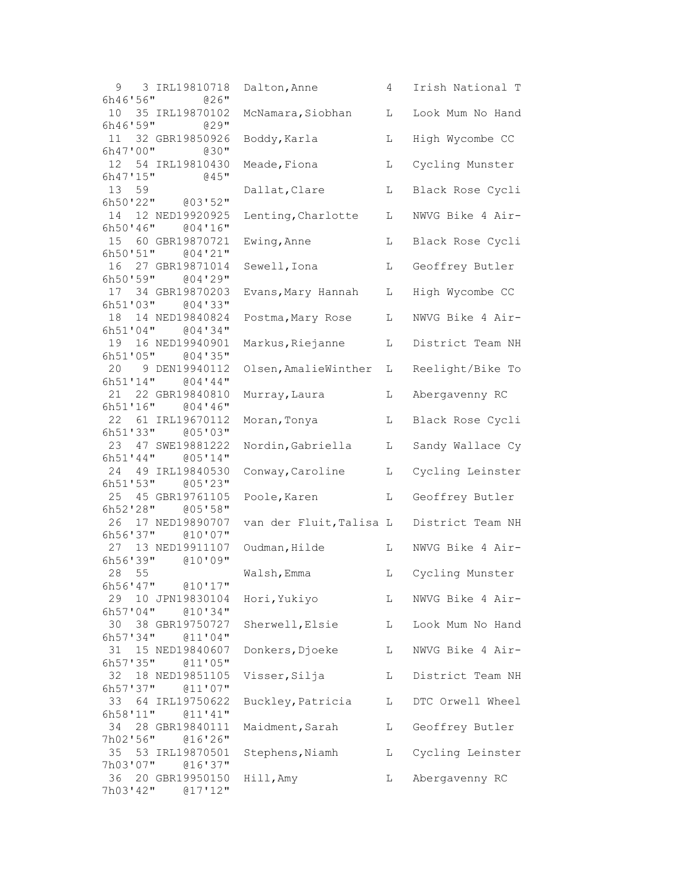```
  9   3 IRL19810718  Dalton,Anne          4   Irish National T
6h46'56"        @26"
 10  35 IRL19870102  McNamara,Siobhan     L   Look Mum No Hand
6h46'59"        @29"
 11  32 GBR19850926  Boddy,Karla          L   High Wycombe CC
6h47'00"        @30"
 12  54 IRL19810430  Meade,Fiona          L   Cycling Munster
6h47'15"        @45"
 13  59              Dallat,Clare         L   Black Rose Cycli
6h50'22"    @03'52"
 14  12 NED19920925  Lenting,Charlotte    L   NWVG Bike 4 Air-
6h50'46"    @04'16"
 15  60 GBR19870721  Ewing,Anne           L   Black Rose Cycli
6h50'51"    @04'21"
 16  27 GBR19871014  Sewell,Iona          L   Geoffrey Butler
6h50'59"    @04'29"
 17  34 GBR19870203  Evans,Mary Hannah    L   High Wycombe CC
6h51'03"    @04'33"
 18  14 NED19840824  Postma,Mary Rose     L   NWVG Bike 4 Air-
6h51'04"    @04'34"
 19  16 NED19940901  Markus,Riejanne      L   District Team NH
6h51'05"    @04'35"
 20   9 DEN19940112  Olsen,AmalieWinther  L   Reelight/Bike To
6h51'14"    @04'44"
 21  22 GBR19840810  Murray,Laura         L   Abergavenny RC
6h51'16"    @04'46"
 22  61 IRL19670112  Moran,Tonya          L   Black Rose Cycli
6h51'33"    @05'03"
 23  47 SWE19881222  Nordin,Gabriella     L   Sandy Wallace Cy
6h51'44"    @05'14"
 24  49 IRL19840530  Conway,Caroline      L   Cycling Leinster
6h51'53"    @05'23"
 25  45 GBR19761105  Poole,Karen          L   Geoffrey Butler
6h52'28"    @05'58"
 26  17 NED19890707  van der Fluit,Talisa L   District Team NH
6h56'37"    @10'07"
 27  13 NED19911107  Oudman,Hilde         L   NWVG Bike 4 Air-
6h56'39"    @10'09"
 28  55              Walsh,Emma           L   Cycling Munster
6h56'47"    @10'17"
 29  10 JPN19830104  Hori,Yukiyo          L   NWVG Bike 4 Air-
6h57'04"    @10'34"
 30  38 GBR19750727  Sherwell,Elsie       L   Look Mum No Hand
6h57'34"    @11'04"
 31  15 NED19840607  Donkers,Djoeke       L   NWVG Bike 4 Air-
6h57'35"    @11'05"
 32  18 NED19851105  Visser,Silja         L   District Team NH
6h57'37"    @11'07"
 33  64 IRL19750622  Buckley,Patricia     L   DTC Orwell Wheel
6h58'11"    @11'41"
 34  28 GBR19840111  Maidment,Sarah       L   Geoffrey Butler
7h02'56"    @16'26"
 35  53 IRL19870501  Stephens,Niamh       L   Cycling Leinster
7h03'07"    @16'37"
 36  20 GBR19950150  Hill,Amy             L   Abergavenny RC
7h03'42"    @17'12"
```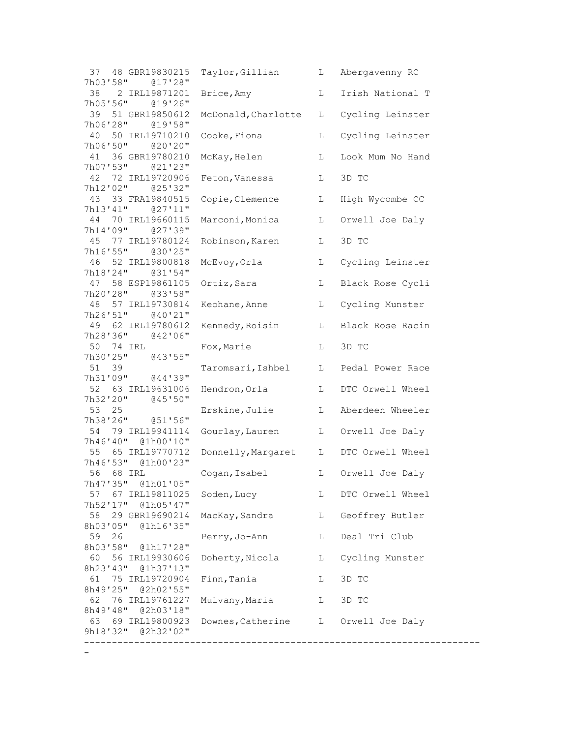```
 37  48 GBR19830215  Taylor,Gillian       L   Abergavenny RC
7h03'58"    @17'28"
 38   2 IRL19871201  Brice,Amy            L   Irish National T
7h05'56"    @19'26"
 39  51 GBR19850612  McDonald,Charlotte   L   Cycling Leinster
7h06'28"    @19'58"
 40  50 IRL19710210  Cooke,Fiona          L   Cycling Leinster
7h06'50"    @20'20"
 41  36 GBR19780210  McKay,Helen          L   Look Mum No Hand
7h07'53"    @21'23"
 42  72 IRL19720906  Feton,Vanessa        L   3D TC
7h12'02"    @25'32"
 43  33 FRA19840515  Copie,Clemence       L   High Wycombe CC
7h13'41"    @27'11"
 44  70 IRL19660115  Marconi,Monica       L   Orwell Joe Daly
7h14'09"    @27'39"
 45  77 IRL19780124  Robinson,Karen       L   3D TC
7h16'55"    @30'25"
 46  52 IRL19800818  McEvoy,Orla          L   Cycling Leinster
7h18'24"    @31'54"
 47  58 ESP19861105  Ortiz,Sara           L   Black Rose Cycli
7h20'28"    @33'58"
 48  57 IRL19730814  Keohane,Anne         L   Cycling Munster
7h26'51"    @40'21"
 49  62 IRL19780612  Kennedy,Roisin       L   Black Rose Racin
7h28'36"    @42'06"
 50  74 IRL          Fox,Marie            L   3D TC
7h30'25"    @43'55"
 51  39              Taromsari,Ishbel     L   Pedal Power Race
7h31'09"    @44'39"
 52  63 IRL19631006  Hendron,Orla         L   DTC Orwell Wheel
7h32'20"    @45'50"
 53  25              Erskine,Julie        L   Aberdeen Wheeler
7h38'26"    @51'56"
 54  79 IRL19941114  Gourlay,Lauren       L   Orwell Joe Daly
7h46'40"  @1h00'10"
 55  65 IRL19770712  Donnelly,Margaret    L   DTC Orwell Wheel
7h46'53"  @1h00'23"
 56  68 IRL          Cogan,Isabel         L   Orwell Joe Daly
7h47'35"  @1h01'05"
 57  67 IRL19811025  Soden,Lucy           L   DTC Orwell Wheel
7h52'17"  @1h05'47"
 58  29 GBR19690214  MacKay,Sandra        L   Geoffrey Butler
8h03'05"  @1h16'35"
 59  26              Perry,Jo-Ann         L   Deal Tri Club
8h03'58"  @1h17'28"
 60  56 IRL19930606  Doherty,Nicola       L   Cycling Munster
8h23'43"  @1h37'13"
 61  75 IRL19720904  Finn,Tania           L   3D TC
8h49'25"  @2h02'55"
 62  76 IRL19761227  Mulvany,Maria        L   3D TC
8h49'48"  @2h03'18"
 63  69 IRL19800923  Downes,Catherine     L   Orwell Joe Daly
9h18'32"  @2h32'02"
---------------------------------------------------------------------
-
```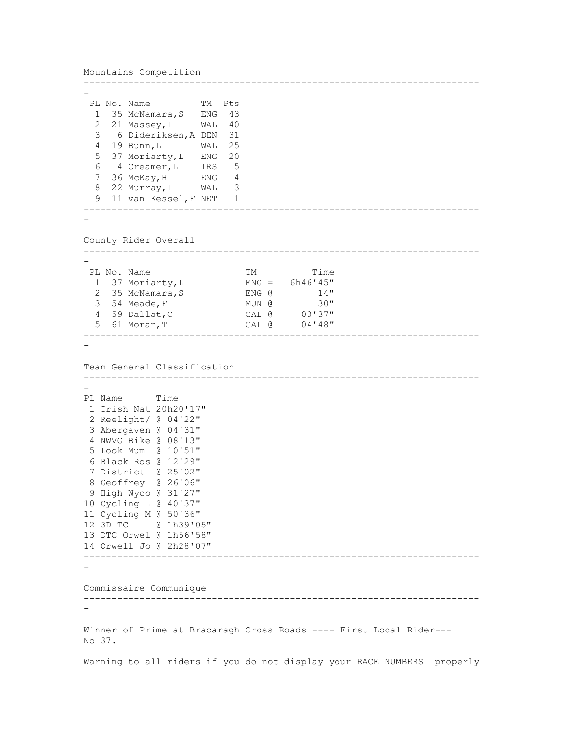## Mountains Competition

| PL | No. | Name | TM | Pts |
|---|---|---|---|---|
| 1 | 35 | McNamara,S | ENG | 43 |
| 2 | 21 | Massey,L | WAL | 40 |
| 3 | 6 | Dideriksen,A | DEN | 31 |
| 4 | 19 | Bunn,L | WAL | 25 |
| 5 | 37 | Moriarty,L | ENG | 20 |
| 6 | 4 | Creamer,L | IRS | 5 |
| 7 | 36 | McKay,H | ENG | 4 |
| 8 | 22 | Murray,L | WAL | 3 |
| 9 | 11 | van Kessel,F | NET | 1 |

## County Rider Overall

| PL | No. | Name | TM | | Time |
|---|---|---|---|---|---|
| 1 | 37 | Moriarty,L | ENG | = | 6h46'45" |
| 2 | 35 | McNamara,S | ENG | @ | 14" |
| 3 | 54 | Meade,F | MUN | @ | 30" |
| 4 | 59 | Dallat,C | GAL | @ | 03'37" |
| 5 | 61 | Moran,T | GAL | @ | 04'48" |

## Team General Classification

| PL | Name | Time |
|---|---|---|
| 1 | Irish Nat | 20h20'17" |
| 2 | Reelight/ | @ 04'22" |
| 3 | Abergaven | @ 04'31" |
| 4 | NWVG Bike | @ 08'13" |
| 5 | Look Mum | @ 10'51" |
| 6 | Black Ros | @ 12'29" |
| 7 | District | @ 25'02" |
| 8 | Geoffrey | @ 26'06" |
| 9 | High Wyco | @ 31'27" |
| 10 | Cycling L | @ 40'37" |
| 11 | Cycling M | @ 50'36" |
| 12 | 3D TC | @ 1h39'05" |
| 13 | DTC Orwel | @ 1h56'58" |
| 14 | Orwell Jo | @ 2h28'07" |

## Commissaire Communique

Winner of Prime at Bracaragh Cross Roads ---- First Local Rider--- No 37.

Warning to all riders if you do not display your RACE NUMBERS properly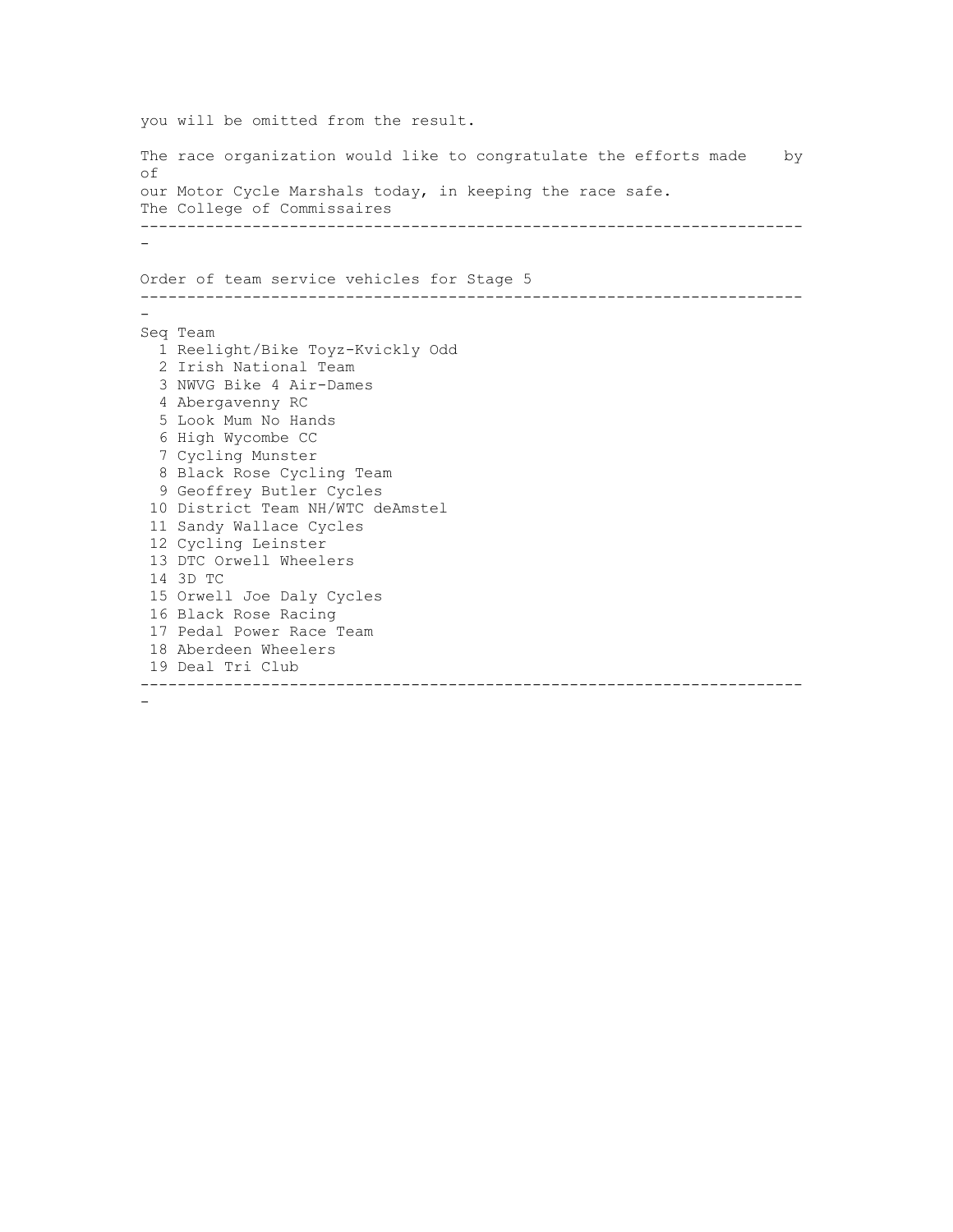you will be omitted from the result.

The race organization would like to congratulate the efforts made by of
our Motor Cycle Marshals today, in keeping the race safe.
The College of Commissaires

---

Order of team service vehicles for Stage 5

---

| Seq | Team |
|---|---|
| 1 | Reelight/Bike Toyz-Kvickly Odd |
| 2 | Irish National Team |
| 3 | NWVG Bike 4 Air-Dames |
| 4 | Abergavenny RC |
| 5 | Look Mum No Hands |
| 6 | High Wycombe CC |
| 7 | Cycling Munster |
| 8 | Black Rose Cycling Team |
| 9 | Geoffrey Butler Cycles |
| 10 | District Team NH/WTC deAmstel |
| 11 | Sandy Wallace Cycles |
| 12 | Cycling Leinster |
| 13 | DTC Orwell Wheelers |
| 14 | 3D TC |
| 15 | Orwell Joe Daly Cycles |
| 16 | Black Rose Racing |
| 17 | Pedal Power Race Team |
| 18 | Aberdeen Wheelers |
| 19 | Deal Tri Club |

---